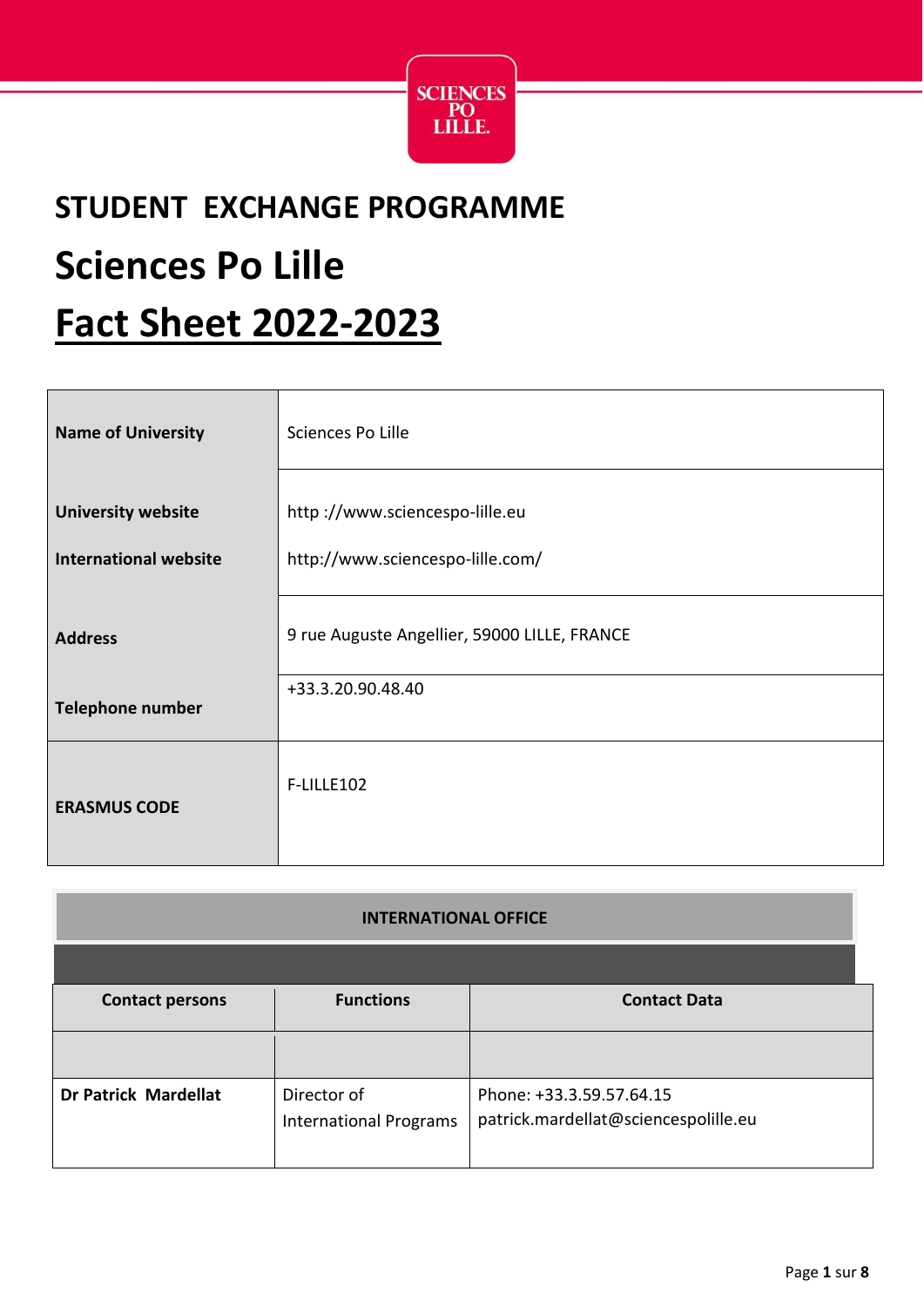# STUDENT EXCHANGE PROGRAMME

# Sciences Po Lille

# Fact Sheet 2022-2023

| | |
|---|---|
| **Name of University** | Sciences Po Lille |
| **University website**<br><br>**International website** | http ://www.sciencespo-lille.eu<br><br>http://www.sciencespo-lille.com/ |
| **Address** | 9 rue Auguste Angellier, 59000 LILLE, FRANCE |
| **Telephone number** | +33.3.20.90.48.40 |
| **ERASMUS CODE** | F-LILLE102 |

**INTERNATIONAL OFFICE**

| Contact persons | Functions | Contact Data |
|---|---|---|
| | | |
| **Dr Patrick Mardellat** | Director of International Programs | Phone: +33.3.59.57.64.15<br>patrick.mardellat@sciencespolille.eu |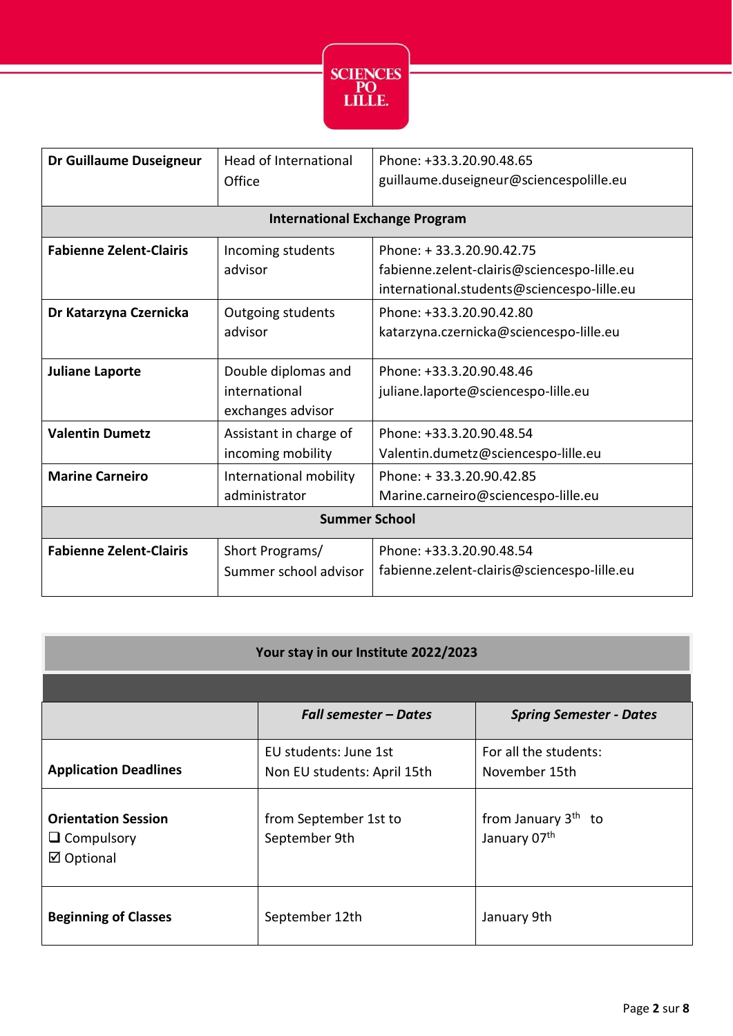| | | |
|---|---|---|
| **Dr Guillaume Duseigneur** | Head of International Office | Phone: +33.3.20.90.48.65<br>guillaume.duseigneur@sciencespolille.eu |
| **International Exchange Program** | | |
| **Fabienne Zelent-Clairis** | Incoming students advisor | Phone: + 33.3.20.90.42.75<br>fabienne.zelent-clairis@sciencespo-lille.eu<br>international.students@sciencespo-lille.eu |
| **Dr Katarzyna Czernicka** | Outgoing students advisor | Phone: +33.3.20.90.42.80<br>katarzyna.czernicka@sciencespo-lille.eu |
| **Juliane Laporte** | Double diplomas and international exchanges advisor | Phone: +33.3.20.90.48.46<br>juliane.laporte@sciencespo-lille.eu |
| **Valentin Dumetz** | Assistant in charge of incoming mobility | Phone: +33.3.20.90.48.54<br>Valentin.dumetz@sciencespo-lille.eu |
| **Marine Carneiro** | International mobility administrator | Phone: + 33.3.20.90.42.85<br>Marine.carneiro@sciencespo-lille.eu |
| **Summer School** | | |
| **Fabienne Zelent-Clairis** | Short Programs/ Summer school advisor | Phone: +33.3.20.90.48.54<br>fabienne.zelent-clairis@sciencespo-lille.eu |

**Your stay in our Institute 2022/2023**

| | ***Fall semester – Dates*** | ***Spring Semester - Dates*** |
|---|---|---|
| **Application Deadlines** | EU students: June 1st<br>Non EU students: April 15th | For all the students:<br>November 15th |
| **Orientation Session**<br>❑ Compulsory<br>☑ Optional | from September 1st to September 9th | from January 3th to January 07th |
| **Beginning of Classes** | September 12th | January 9th |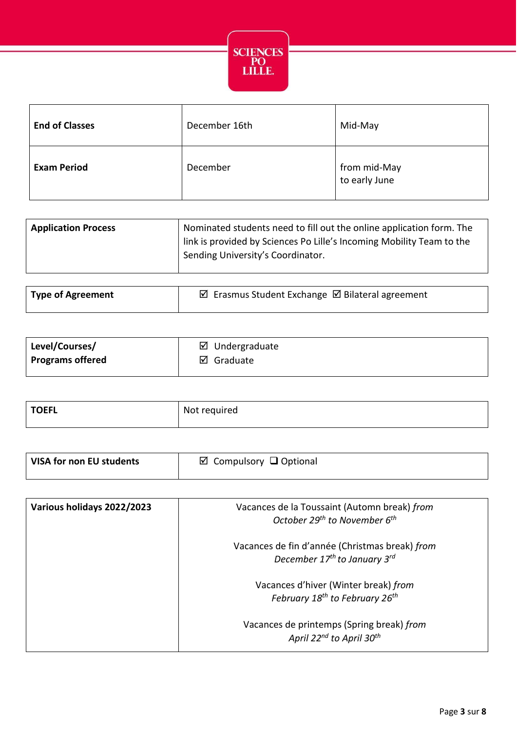| | | |
|---|---|---|
| **End of Classes** | December 16th | Mid-May |
| **Exam Period** | December | from mid-May to early June |

| | |
|---|---|
| **Application Process** | Nominated students need to fill out the online application form. The link is provided by Sciences Po Lille's Incoming Mobility Team to the Sending University's Coordinator. |

| | |
|---|---|
| **Type of Agreement** | ☑ Erasmus Student Exchange ☑ Bilateral agreement |

| | |
|---|---|
| **Level/Courses/ Programs offered** | ☑ Undergraduate<br>☑ Graduate |

| | |
|---|---|
| **TOEFL** | Not required |

| | |
|---|---|
| **VISA for non EU students** | ☑ Compulsory ❑ Optional |

| | |
|---|---|
| **Various holidays 2022/2023** | Vacances de la Toussaint (Automn break) *from October 29th to November 6th*<br><br>Vacances de fin d'année (Christmas break) *from December 17th to January 3rd*<br><br>Vacances d'hiver (Winter break) *from February 18th to February 26th*<br><br>Vacances de printemps (Spring break) *from April 22nd to April 30th* |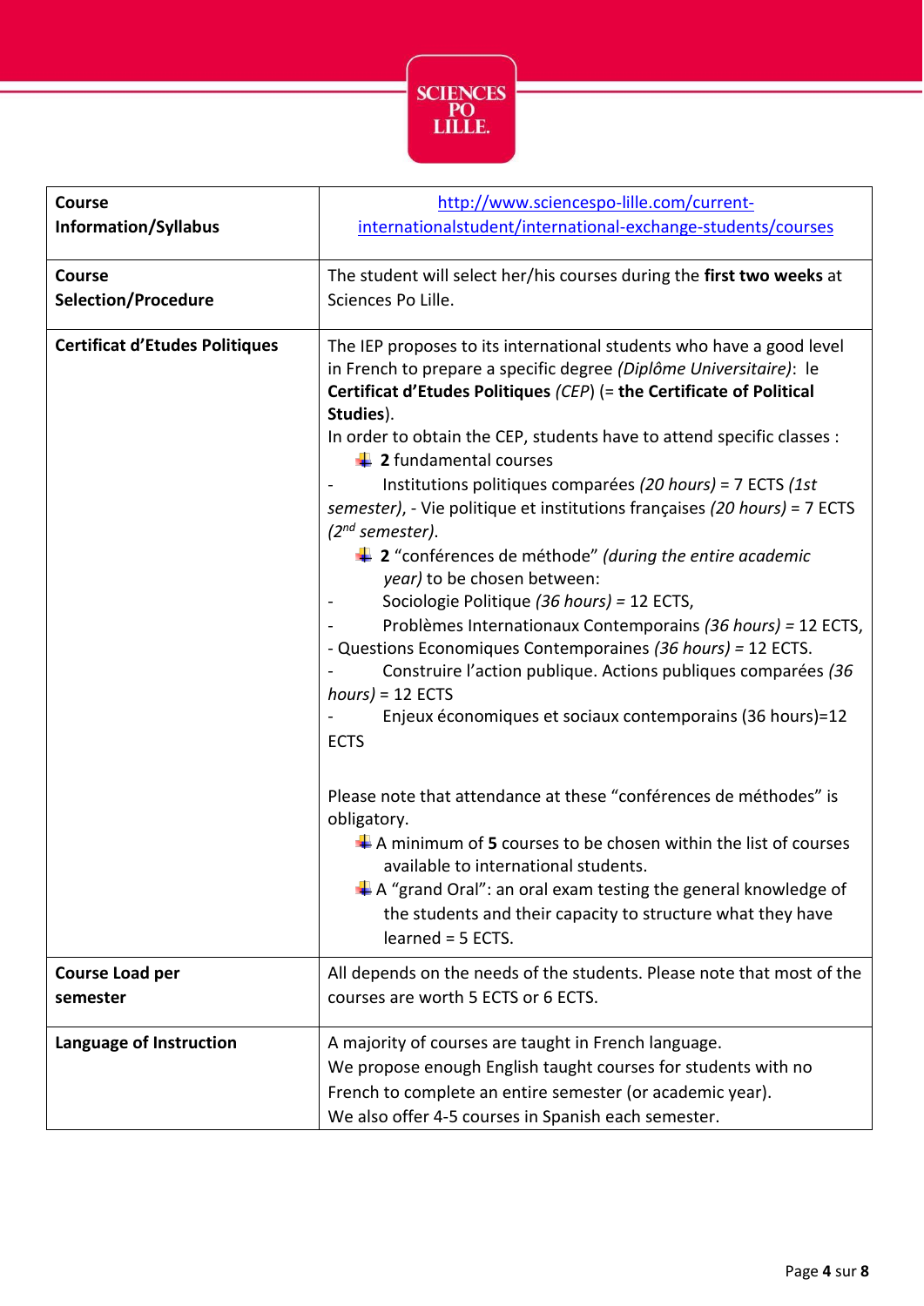| **Course Information/Syllabus** | http://www.sciencespo-lille.com/current-internationalstudent/international-exchange-students/courses |
|---|---|
| **Course Selection/Procedure** | The student will select her/his courses during the **first two weeks** at Sciences Po Lille. |
| **Certificat d'Etudes Politiques** | The IEP proposes to its international students who have a good level in French to prepare a specific degree *(Diplôme Universitaire)*: le **Certificat d'Etudes Politiques** *(CEP)* (= **the Certificate of Political Studies**).<br>In order to obtain the CEP, students have to attend specific classes :<br>- **2** fundamental courses<br>- Institutions politiques comparées *(20 hours)* = 7 ECTS *(1st semester)*, - Vie politique et institutions françaises *(20 hours)* = 7 ECTS *(2nd semester)*.<br>- **2** "conférences de méthode" *(during the entire academic year)* to be chosen between:<br>- Sociologie Politique *(36 hours)* = 12 ECTS,<br>- Problèmes Internationaux Contemporains *(36 hours)* = 12 ECTS,<br>- Questions Economiques Contemporaines *(36 hours)* = 12 ECTS.<br>- Construire l'action publique. Actions publiques comparées *(36 hours)* = 12 ECTS<br>- Enjeux économiques et sociaux contemporains (36 hours)=12 ECTS<br><br>Please note that attendance at these "conférences de méthodes" is obligatory.<br>- A minimum of **5** courses to be chosen within the list of courses available to international students.<br>- A "grand Oral": an oral exam testing the general knowledge of the students and their capacity to structure what they have learned = 5 ECTS. |
| **Course Load per semester** | All depends on the needs of the students. Please note that most of the courses are worth 5 ECTS or 6 ECTS. |
| **Language of Instruction** | A majority of courses are taught in French language.<br>We propose enough English taught courses for students with no French to complete an entire semester (or academic year).<br>We also offer 4-5 courses in Spanish each semester. |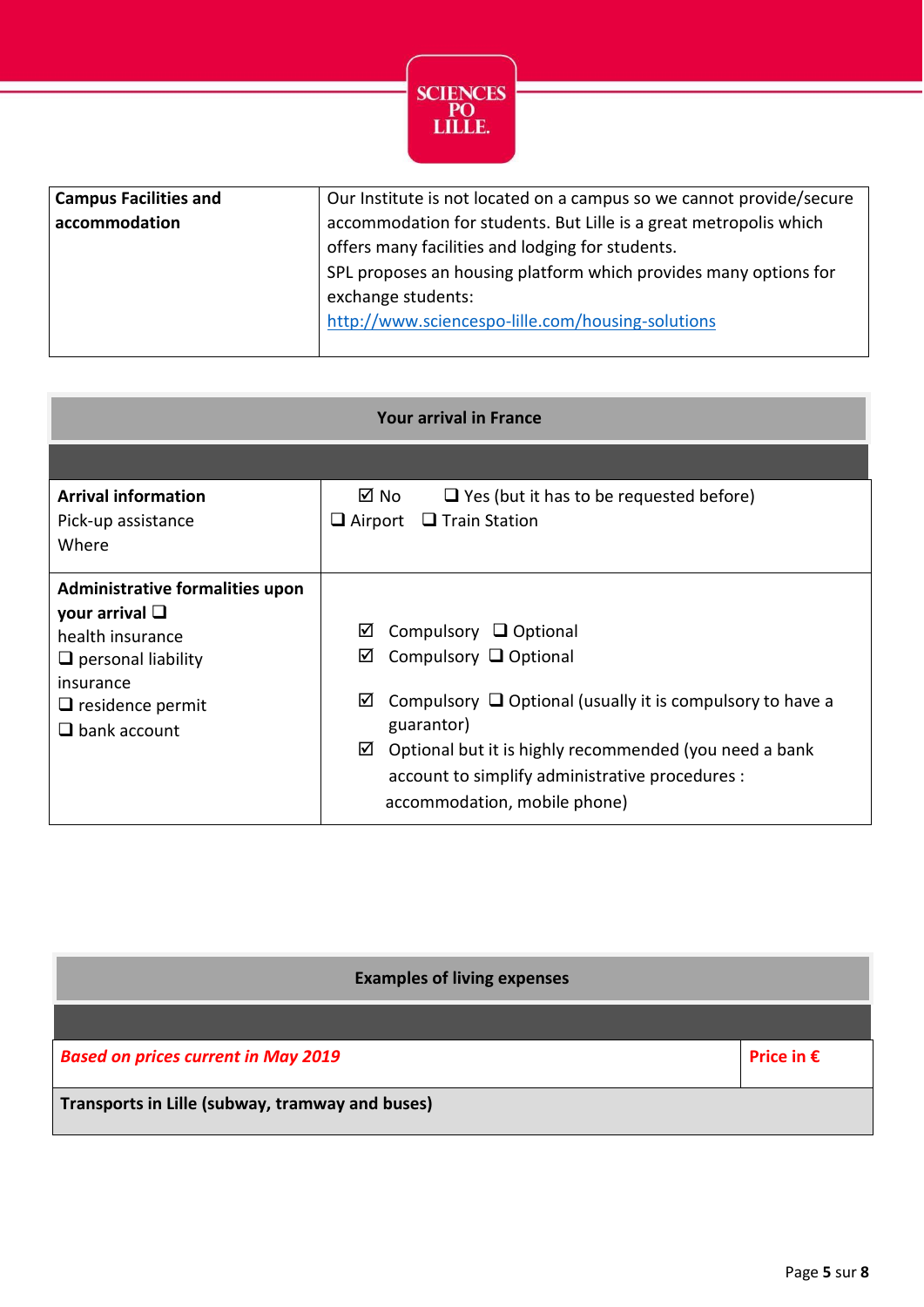| Campus Facilities and accommodation | Our Institute is not located on a campus so we cannot provide/secure accommodation for students. But Lille is a great metropolis which offers many facilities and lodging for students.<br>SPL proposes an housing platform which provides many options for exchange students:<br>[http://www.sciencespo-lille.com/housing-solutions](http://www.sciencespo-lille.com/housing-solutions) |
|---|---|

| **Your arrival in France** | |
|---|---|
| **Arrival information**<br>Pick-up assistance<br>Where | ☑ No ❑ Yes (but it has to be requested before)<br>❑ Airport ❑ Train Station |
| **Administrative formalities upon your arrival** ❑ health insurance<br>❑ personal liability insurance<br>❑ residence permit<br>❑ bank account | ☑ Compulsory ❑ Optional<br>☑ Compulsory ❑ Optional<br>☑ Compulsory ❑ Optional (usually it is compulsory to have a guarantor)<br>☑ Optional but it is highly recommended (you need a bank account to simplify administrative procedures : accommodation, mobile phone) |

| **Examples of living expenses** | |
|---|---|
| ***Based on prices current in May 2019*** | **Price in €** |
| **Transports in Lille (subway, tramway and buses)** | |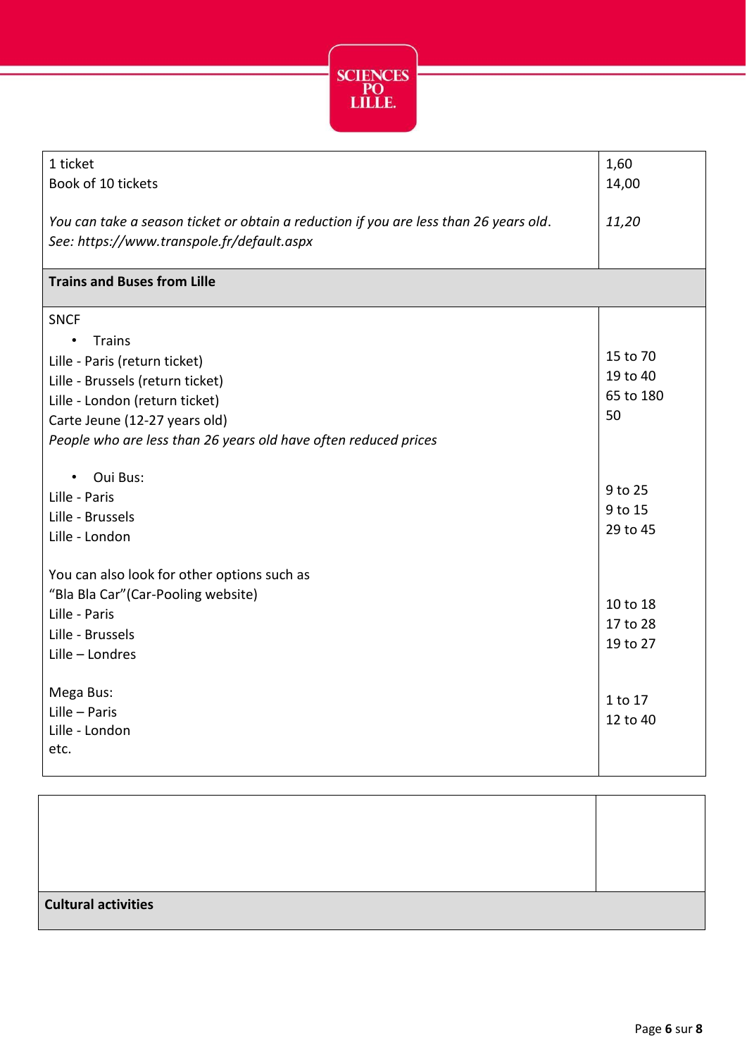| | |
|---|---|
| 1 ticket<br>Book of 10 tickets<br><br>*You can take a season ticket or obtain a reduction if you are less than 26 years old.*<br>*See: https://www.transpole.fr/default.aspx* | 1,60<br>14,00<br><br>*11,20* |
| **Trains and Buses from Lille** | |
| SNCF<br>• Trains<br>Lille - Paris (return ticket)<br>Lille - Brussels (return ticket)<br>Lille - London (return ticket)<br>Carte Jeune (12-27 years old)<br>*People who are less than 26 years old have often reduced prices*<br><br>• Oui Bus:<br>Lille - Paris<br>Lille - Brussels<br>Lille - London<br><br>You can also look for other options such as<br>"Bla Bla Car"(Car-Pooling website)<br>Lille - Paris<br>Lille - Brussels<br>Lille – Londres<br><br>Mega Bus:<br>Lille – Paris<br>Lille - London<br>etc. | <br><br>15 to 70<br>19 to 40<br>65 to 180<br>50<br><br><br>9 to 25<br>9 to 15<br>29 to 45<br><br><br>10 to 18<br>17 to 28<br>19 to 27<br><br>1 to 17<br>12 to 40 |

| | |
|---|---|
| | |
| **Cultural activities** | |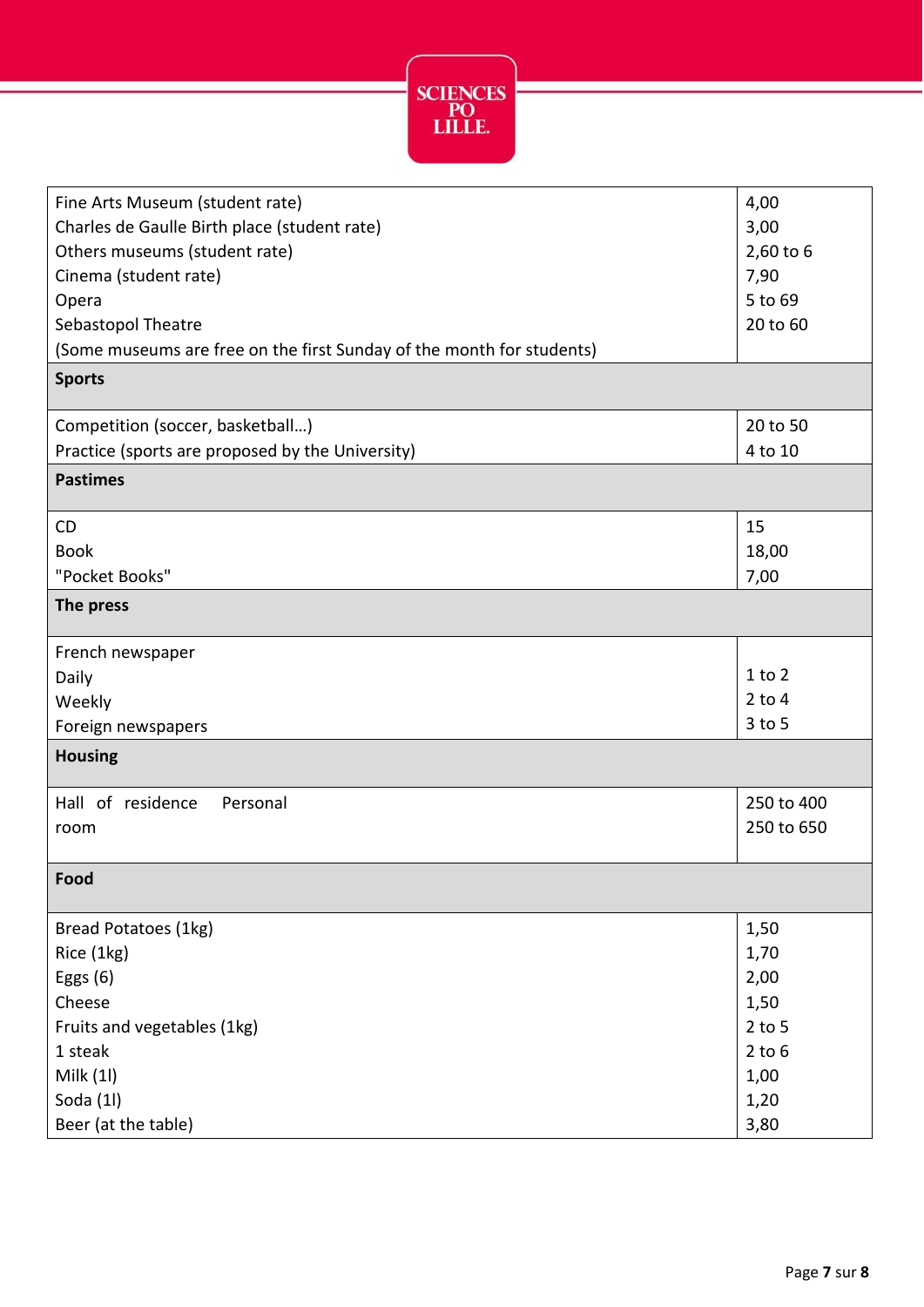| | |
|---|---|
| Fine Arts Museum (student rate)<br>Charles de Gaulle Birth place (student rate)<br>Others museums (student rate)<br>Cinema (student rate)<br>Opera<br>Sebastopol Theatre<br>(Some museums are free on the first Sunday of the month for students) | 4,00<br>3,00<br>2,60 to 6<br>7,90<br>5 to 69<br>20 to 60 |
| **Sports** | |
| Competition (soccer, basketball…)<br>Practice (sports are proposed by the University) | 20 to 50<br>4 to 10 |
| **Pastimes** | |
| CD<br>Book<br>"Pocket Books" | 15<br>18,00<br>7,00 |
| **The press** | |
| French newspaper<br>Daily<br>Weekly<br>Foreign newspapers | <br>1 to 2<br>2 to 4<br>3 to 5 |
| **Housing** | |
| Hall of residence Personal room | 250 to 400<br>250 to 650 |
| **Food** | |
| Bread Potatoes (1kg)<br>Rice (1kg)<br>Eggs (6)<br>Cheese<br>Fruits and vegetables (1kg)<br>1 steak<br>Milk (1l)<br>Soda (1l)<br>Beer (at the table) | 1,50<br>1,70<br>2,00<br>1,50<br>2 to 5<br>2 to 6<br>1,00<br>1,20<br>3,80 |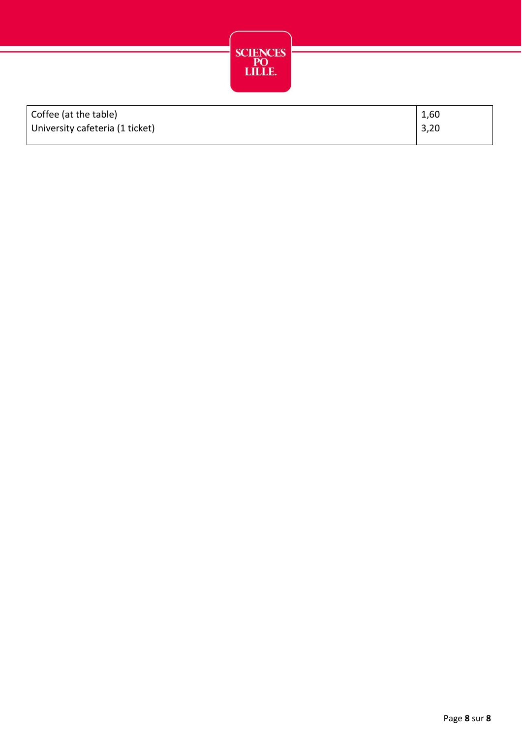| | |
|---|---|
| Coffee (at the table) | 1,60 |
| University cafeteria (1 ticket) | 3,20 |